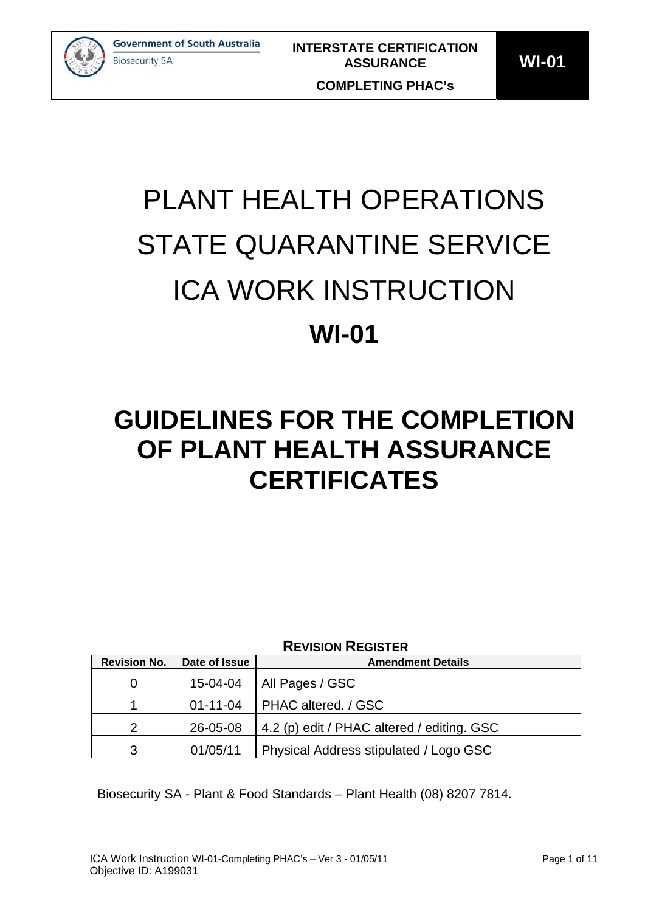# PLANT HEALTH OPERATIONS

# STATE QUARANTINE SERVICE

# ICA WORK INSTRUCTION

# WI-01

## GUIDELINES FOR THE COMPLETION OF PLANT HEALTH ASSURANCE CERTIFICATES

**REVISION REGISTER**

| Revision No. | Date of Issue | Amendment Details |
|---|---|---|
| 0 | 15-04-04 | All Pages / GSC |
| 1 | 01-11-04 | PHAC altered. / GSC |
| 2 | 26-05-08 | 4.2 (p) edit / PHAC altered / editing. GSC |
| 3 | 01/05/11 | Physical Address stipulated / Logo GSC |

Biosecurity SA - Plant & Food Standards – Plant Health (08) 8207 7814.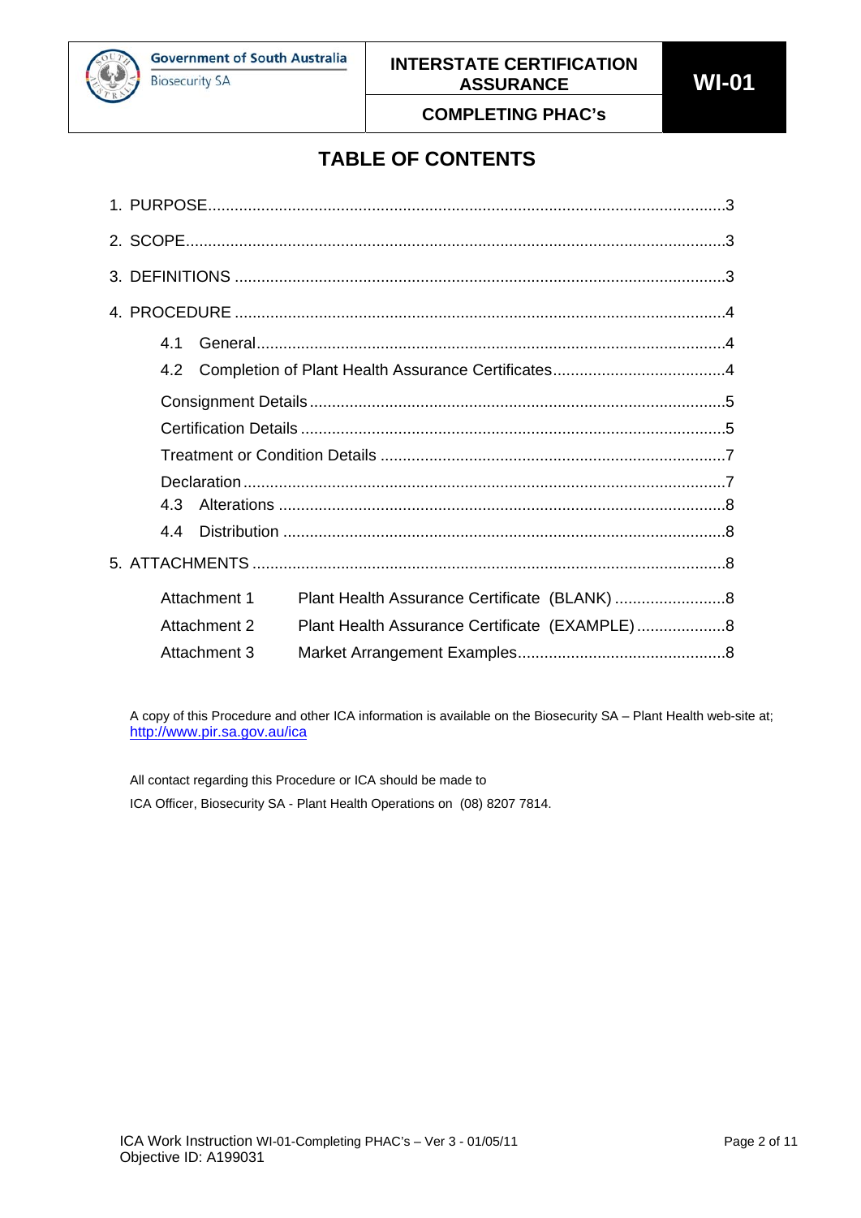# TABLE OF CONTENTS

1. PURPOSE....................................................................................................3
2. SCOPE.........................................................................................................3
3. DEFINITIONS ..............................................................................................3
4. PROCEDURE ..............................................................................................4
   - 4.1 General..........................................................................................4
   - 4.2 Completion of Plant Health Assurance Certificates.......................................4
   - Consignment Details.............................................................................5
   - Certification Details ..............................................................................5
   - Treatment or Condition Details ...............................................................7
   - Declaration............................................................................................7
   - 4.3 Alterations .....................................................................................8
   - 4.4 Distribution ....................................................................................8
5. ATTACHMENTS ..........................................................................................8
   - Attachment 1 Plant Health Assurance Certificate (BLANK) .........................8
   - Attachment 2 Plant Health Assurance Certificate (EXAMPLE) ....................8
   - Attachment 3 Market Arrangement Examples...............................................8

A copy of this Procedure and other ICA information is available on the Biosecurity SA – Plant Health web-site at; http://www.pir.sa.gov.au/ica

All contact regarding this Procedure or ICA should be made to

ICA Officer, Biosecurity SA - Plant Health Operations on (08) 8207 7814.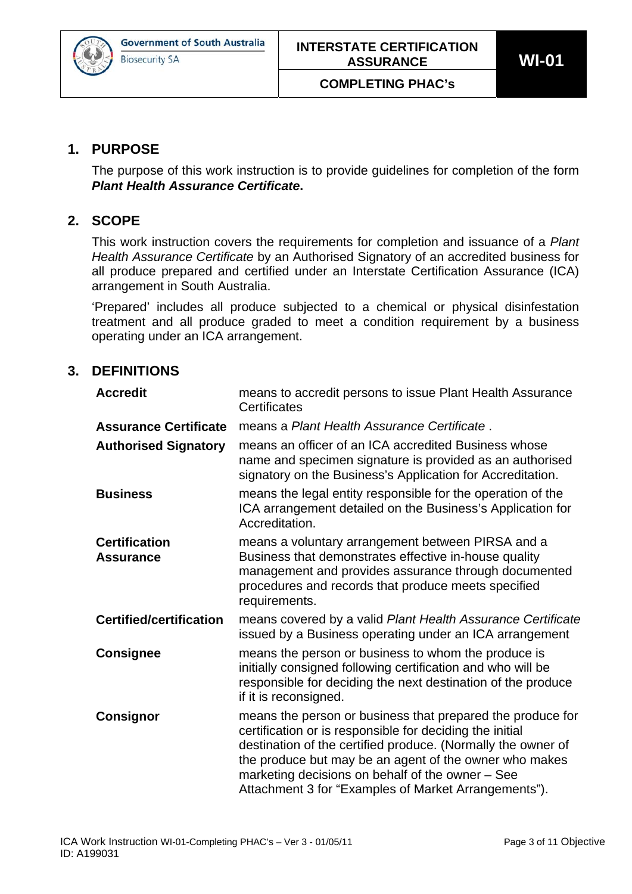## 1. PURPOSE

The purpose of this work instruction is to provide guidelines for completion of the form ***Plant Health Assurance Certificate*.**

## 2. SCOPE

This work instruction covers the requirements for completion and issuance of a *Plant Health Assurance Certificate* by an Authorised Signatory of an accredited business for all produce prepared and certified under an Interstate Certification Assurance (ICA) arrangement in South Australia.

'Prepared' includes all produce subjected to a chemical or physical disinfestation treatment and all produce graded to meet a condition requirement by a business operating under an ICA arrangement.

## 3. DEFINITIONS

| | |
|---|---|
| **Accredit** | means to accredit persons to issue Plant Health Assurance Certificates |
| **Assurance Certificate** | means a *Plant Health Assurance Certificate* . |
| **Authorised Signatory** | means an officer of an ICA accredited Business whose name and specimen signature is provided as an authorised signatory on the Business's Application for Accreditation. |
| **Business** | means the legal entity responsible for the operation of the ICA arrangement detailed on the Business's Application for Accreditation. |
| **Certification Assurance** | means a voluntary arrangement between PIRSA and a Business that demonstrates effective in-house quality management and provides assurance through documented procedures and records that produce meets specified requirements. |
| **Certified/certification** | means covered by a valid *Plant Health Assurance Certificate* issued by a Business operating under an ICA arrangement |
| **Consignee** | means the person or business to whom the produce is initially consigned following certification and who will be responsible for deciding the next destination of the produce if it is reconsigned. |
| **Consignor** | means the person or business that prepared the produce for certification or is responsible for deciding the initial destination of the certified produce. (Normally the owner of the produce but may be an agent of the owner who makes marketing decisions on behalf of the owner – See Attachment 3 for "Examples of Market Arrangements"). |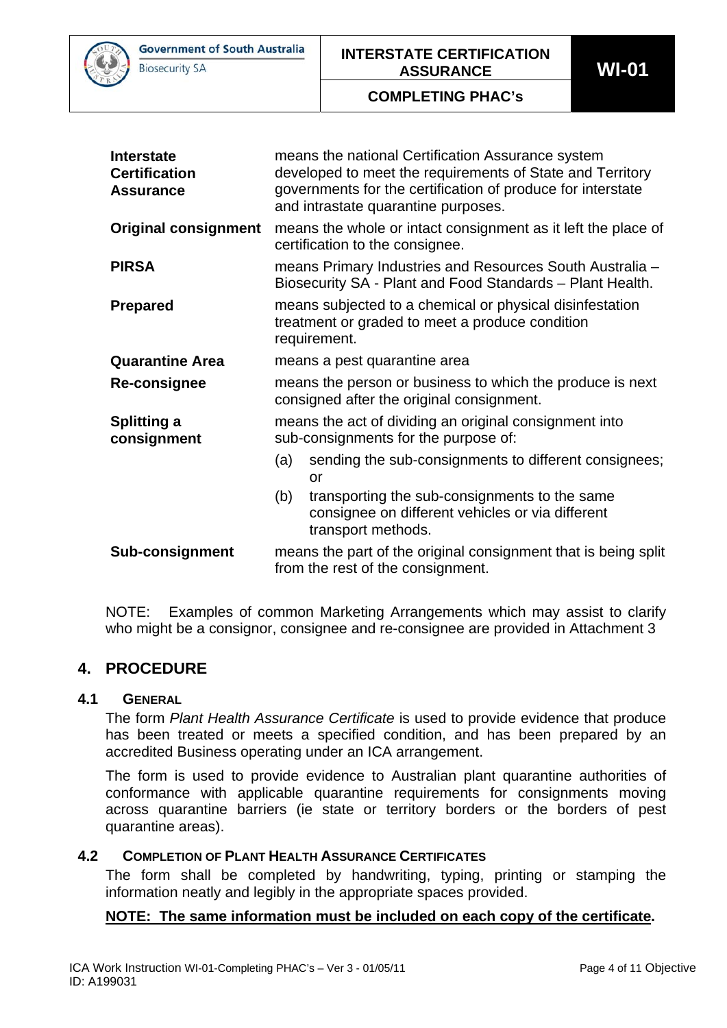| | |
|---|---|
| **Interstate Certification Assurance** | means the national Certification Assurance system developed to meet the requirements of State and Territory governments for the certification of produce for interstate and intrastate quarantine purposes. |
| **Original consignment** | means the whole or intact consignment as it left the place of certification to the consignee. |
| **PIRSA** | means Primary Industries and Resources South Australia – Biosecurity SA - Plant and Food Standards – Plant Health. |
| **Prepared** | means subjected to a chemical or physical disinfestation treatment or graded to meet a produce condition requirement. |
| **Quarantine Area** | means a pest quarantine area |
| **Re-consignee** | means the person or business to which the produce is next consigned after the original consignment. |
| **Splitting a consignment** | means the act of dividing an original consignment into sub-consignments for the purpose of: (a) sending the sub-consignments to different consignees; or (b) transporting the sub-consignments to the same consignee on different vehicles or via different transport methods. |
| **Sub-consignment** | means the part of the original consignment that is being split from the rest of the consignment. |

NOTE: Examples of common Marketing Arrangements which may assist to clarify who might be a consignor, consignee and re-consignee are provided in Attachment 3

## 4. PROCEDURE

### 4.1 GENERAL

The form *Plant Health Assurance Certificate* is used to provide evidence that produce has been treated or meets a specified condition, and has been prepared by an accredited Business operating under an ICA arrangement.

The form is used to provide evidence to Australian plant quarantine authorities of conformance with applicable quarantine requirements for consignments moving across quarantine barriers (ie state or territory borders or the borders of pest quarantine areas).

### 4.2 COMPLETION OF PLANT HEALTH ASSURANCE CERTIFICATES

The form shall be completed by handwriting, typing, printing or stamping the information neatly and legibly in the appropriate spaces provided.

**NOTE: The same information must be included on each copy of the certificate.**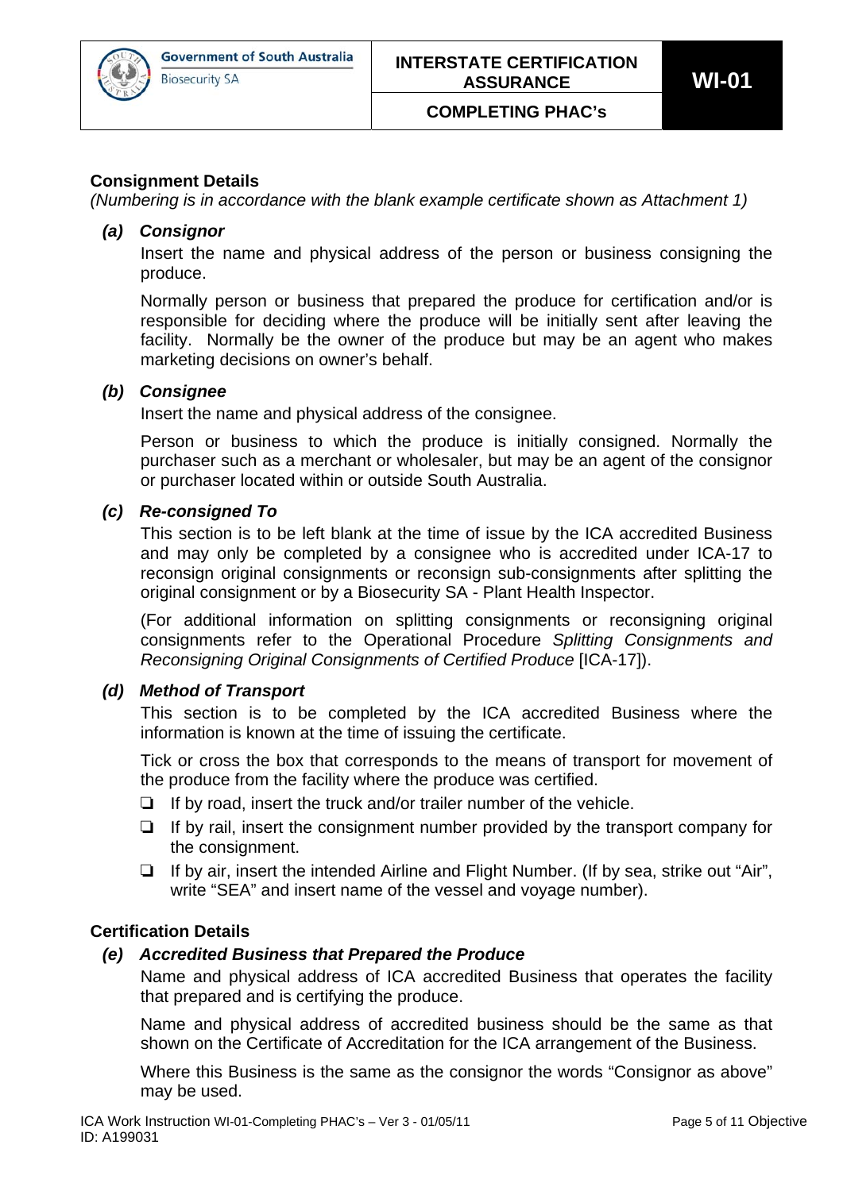## Consignment Details

*(Numbering is in accordance with the blank example certificate shown as Attachment 1)*

### *(a) Consignor*

Insert the name and physical address of the person or business consigning the produce.

Normally person or business that prepared the produce for certification and/or is responsible for deciding where the produce will be initially sent after leaving the facility. Normally be the owner of the produce but may be an agent who makes marketing decisions on owner's behalf.

### *(b) Consignee*

Insert the name and physical address of the consignee.

Person or business to which the produce is initially consigned. Normally the purchaser such as a merchant or wholesaler, but may be an agent of the consignor or purchaser located within or outside South Australia.

### *(c) Re-consigned To*

This section is to be left blank at the time of issue by the ICA accredited Business and may only be completed by a consignee who is accredited under ICA-17 to reconsign original consignments or reconsign sub-consignments after splitting the original consignment or by a Biosecurity SA - Plant Health Inspector.

(For additional information on splitting consignments or reconsigning original consignments refer to the Operational Procedure *Splitting Consignments and Reconsigning Original Consignments of Certified Produce* [ICA-17]).

### *(d) Method of Transport*

This section is to be completed by the ICA accredited Business where the information is known at the time of issuing the certificate.

Tick or cross the box that corresponds to the means of transport for movement of the produce from the facility where the produce was certified.

- ❏ If by road, insert the truck and/or trailer number of the vehicle.
- ❏ If by rail, insert the consignment number provided by the transport company for the consignment.
- ❏ If by air, insert the intended Airline and Flight Number. (If by sea, strike out "Air", write "SEA" and insert name of the vessel and voyage number).

## Certification Details

### *(e) Accredited Business that Prepared the Produce*

Name and physical address of ICA accredited Business that operates the facility that prepared and is certifying the produce.

Name and physical address of accredited business should be the same as that shown on the Certificate of Accreditation for the ICA arrangement of the Business.

Where this Business is the same as the consignor the words "Consignor as above" may be used.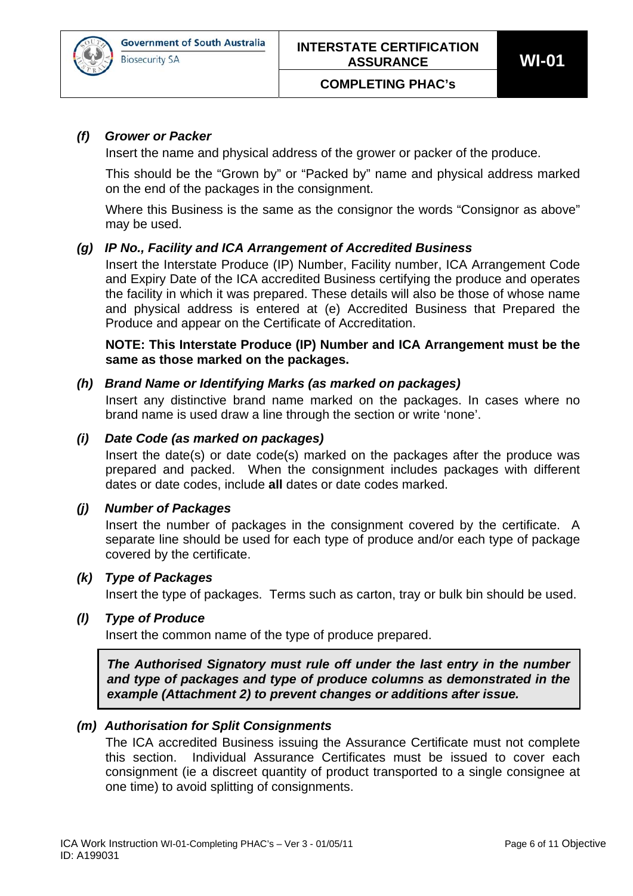### *(f) Grower or Packer*

Insert the name and physical address of the grower or packer of the produce.

This should be the “Grown by” or “Packed by” name and physical address marked on the end of the packages in the consignment.

Where this Business is the same as the consignor the words “Consignor as above” may be used.

### *(g) IP No., Facility and ICA Arrangement of Accredited Business*

Insert the Interstate Produce (IP) Number, Facility number, ICA Arrangement Code and Expiry Date of the ICA accredited Business certifying the produce and operates the facility in which it was prepared. These details will also be those of whose name and physical address is entered at (e) Accredited Business that Prepared the Produce and appear on the Certificate of Accreditation.

**NOTE: This Interstate Produce (IP) Number and ICA Arrangement must be the same as those marked on the packages.**

### *(h) Brand Name or Identifying Marks (as marked on packages)*

Insert any distinctive brand name marked on the packages. In cases where no brand name is used draw a line through the section or write ‘none’.

### *(i) Date Code (as marked on packages)*

Insert the date(s) or date code(s) marked on the packages after the produce was prepared and packed. When the consignment includes packages with different dates or date codes, include **all** dates or date codes marked.

### *(j) Number of Packages*

Insert the number of packages in the consignment covered by the certificate. A separate line should be used for each type of produce and/or each type of package covered by the certificate.

### *(k) Type of Packages*

Insert the type of packages. Terms such as carton, tray or bulk bin should be used.

### *(l) Type of Produce*

Insert the common name of the type of produce prepared.

> ***The Authorised Signatory must rule off under the last entry in the number and type of packages and type of produce columns as demonstrated in the example (Attachment 2) to prevent changes or additions after issue.***

### *(m) Authorisation for Split Consignments*

The ICA accredited Business issuing the Assurance Certificate must not complete this section. Individual Assurance Certificates must be issued to cover each consignment (ie a discreet quantity of product transported to a single consignee at one time) to avoid splitting of consignments.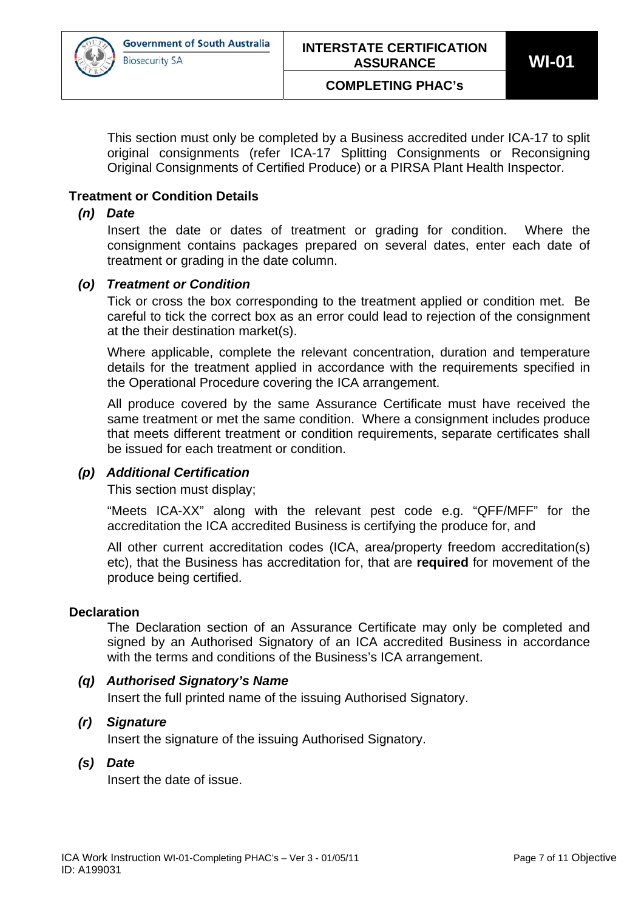This section must only be completed by a Business accredited under ICA-17 to split original consignments (refer ICA-17 Splitting Consignments or Reconsigning Original Consignments of Certified Produce) or a PIRSA Plant Health Inspector.

## Treatment or Condition Details

### *(n) Date*

Insert the date or dates of treatment or grading for condition. Where the consignment contains packages prepared on several dates, enter each date of treatment or grading in the date column.

### *(o) Treatment or Condition*

Tick or cross the box corresponding to the treatment applied or condition met. Be careful to tick the correct box as an error could lead to rejection of the consignment at the their destination market(s).

Where applicable, complete the relevant concentration, duration and temperature details for the treatment applied in accordance with the requirements specified in the Operational Procedure covering the ICA arrangement.

All produce covered by the same Assurance Certificate must have received the same treatment or met the same condition. Where a consignment includes produce that meets different treatment or condition requirements, separate certificates shall be issued for each treatment or condition.

### *(p) Additional Certification*

This section must display;

“Meets ICA-XX” along with the relevant pest code e.g. “QFF/MFF” for the accreditation the ICA accredited Business is certifying the produce for, and

All other current accreditation codes (ICA, area/property freedom accreditation(s) etc), that the Business has accreditation for, that are **required** for movement of the produce being certified.

## Declaration

The Declaration section of an Assurance Certificate may only be completed and signed by an Authorised Signatory of an ICA accredited Business in accordance with the terms and conditions of the Business's ICA arrangement.

### *(q) Authorised Signatory's Name*

Insert the full printed name of the issuing Authorised Signatory.

### *(r) Signature*

Insert the signature of the issuing Authorised Signatory.

### *(s) Date*

Insert the date of issue.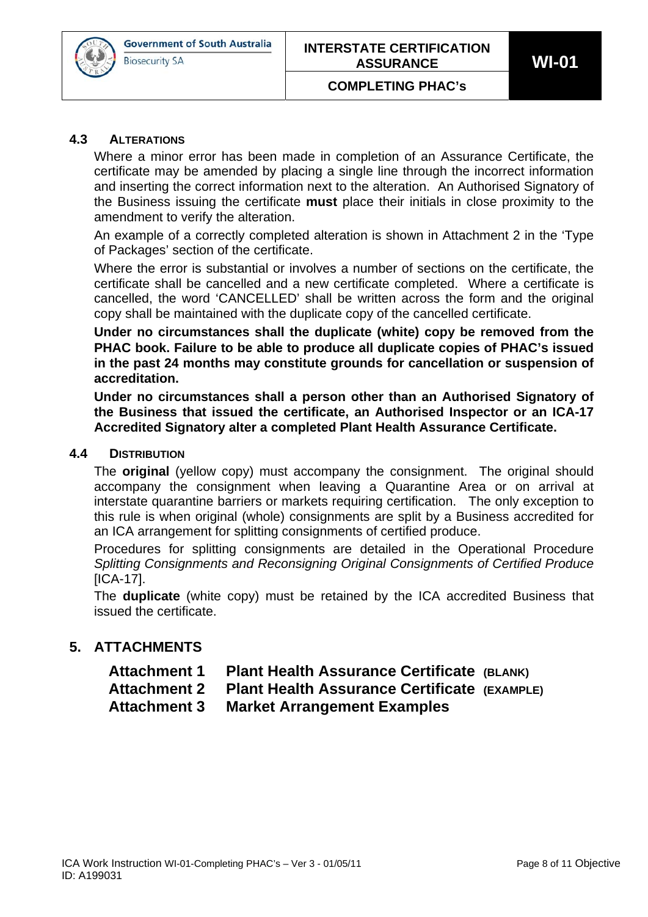### 4.3 ALTERATIONS

Where a minor error has been made in completion of an Assurance Certificate, the certificate may be amended by placing a single line through the incorrect information and inserting the correct information next to the alteration. An Authorised Signatory of the Business issuing the certificate **must** place their initials in close proximity to the amendment to verify the alteration.

An example of a correctly completed alteration is shown in Attachment 2 in the 'Type of Packages' section of the certificate.

Where the error is substantial or involves a number of sections on the certificate, the certificate shall be cancelled and a new certificate completed. Where a certificate is cancelled, the word 'CANCELLED' shall be written across the form and the original copy shall be maintained with the duplicate copy of the cancelled certificate.

**Under no circumstances shall the duplicate (white) copy be removed from the PHAC book. Failure to be able to produce all duplicate copies of PHAC's issued in the past 24 months may constitute grounds for cancellation or suspension of accreditation.**

**Under no circumstances shall a person other than an Authorised Signatory of the Business that issued the certificate, an Authorised Inspector or an ICA-17 Accredited Signatory alter a completed Plant Health Assurance Certificate.**

### 4.4 DISTRIBUTION

The **original** (yellow copy) must accompany the consignment. The original should accompany the consignment when leaving a Quarantine Area or on arrival at interstate quarantine barriers or markets requiring certification. The only exception to this rule is when original (whole) consignments are split by a Business accredited for an ICA arrangement for splitting consignments of certified produce.

Procedures for splitting consignments are detailed in the Operational Procedure *Splitting Consignments and Reconsigning Original Consignments of Certified Produce* [ICA-17].

The **duplicate** (white copy) must be retained by the ICA accredited Business that issued the certificate.

## 5. ATTACHMENTS

**Attachment 1 Plant Health Assurance Certificate (BLANK)**
**Attachment 2 Plant Health Assurance Certificate (EXAMPLE)**
**Attachment 3 Market Arrangement Examples**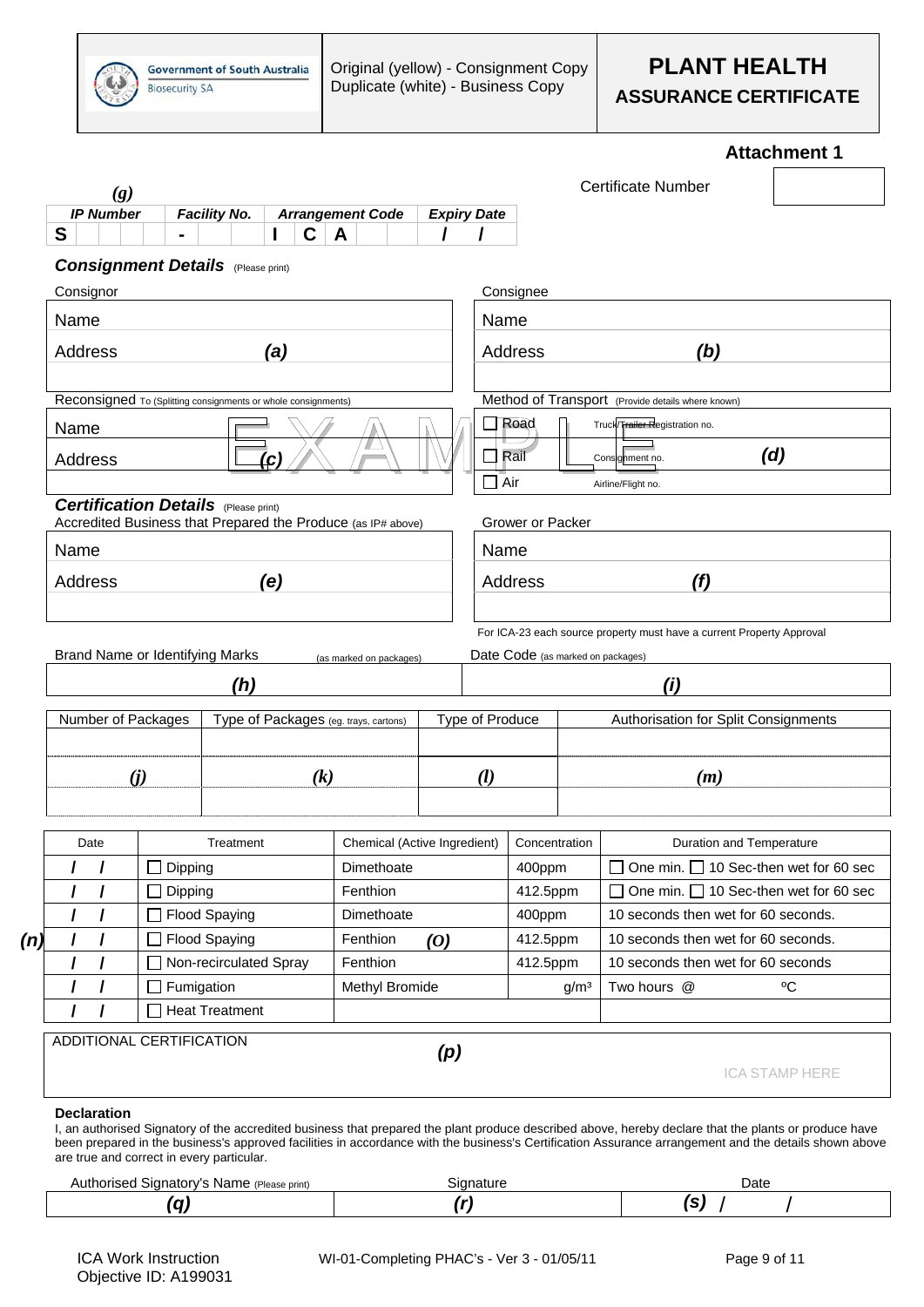Government of South Australia
Biosecurity SA

Original (yellow) - Consignment Copy
Duplicate (white) - Business Copy

# PLANT HEALTH ASSURANCE CERTIFICATE

**Attachment 1**

Certificate Number

*(g)*

| IP Number | Facility No. | Arrangement Code | Expiry Date |
|---|---|---|---|
| S | - | I C A | / / |

## *Consignment Details* (Please print)

| Consignor | Consignee |
|---|---|
| Name | Name |
| Address *(a)* | Address *(b)* |

| Reconsigned To (Splitting consignments or whole consignments) | Method of Transport (Provide details where known) |
|---|---|
| Name | ☐ Road — Truck/Trailer Registration no. |
| Address *(c)* | ☐ Rail — Consignment no. *(d)* |
| | ☐ Air — Airline/Flight no. |

EXAMPLE

## *Certification Details* (Please print)

| Accredited Business that Prepared the Produce (as IP# above) | Grower or Packer |
|---|---|
| Name | Name |
| Address *(e)* | Address *(f)* |

For ICA-23 each source property must have a current Property Approval

| Brand Name or Identifying Marks (as marked on packages) | Date Code (as marked on packages) |
|---|---|
| *(h)* | *(i)* |

| Number of Packages | Type of Packages (eg. trays, cartons) | Type of Produce | Authorisation for Split Consignments |
|---|---|---|---|
| | | | |
| *(j)* | *(k)* | *(l)* | *(m)* |
| | | | |

*(n)*

| Date | Treatment | Chemical (Active Ingredient) | Concentration | Duration and Temperature |
|---|---|---|---|---|
| / / | ☐ Dipping | Dimethoate | 400ppm | ☐ One min. ☐ 10 Sec-then wet for 60 sec |
| / / | ☐ Dipping | Fenthion | 412.5ppm | ☐ One min. ☐ 10 Sec-then wet for 60 sec |
| / / | ☐ Flood Spaying | Dimethoate | 400ppm | 10 seconds then wet for 60 seconds. |
| / / | ☐ Flood Spaying | Fenthion *(O)* | 412.5ppm | 10 seconds then wet for 60 seconds. |
| / / | ☐ Non-recirculated Spray | Fenthion | 412.5ppm | 10 seconds then wet for 60 seconds |
| / / | ☐ Fumigation | Methyl Bromide | g/m³ | Two hours @ ºC |
| / / | ☐ Heat Treatment | | | |

ADDITIONAL CERTIFICATION *(p)*

ICA STAMP HERE

**Declaration**

I, an authorised Signatory of the accredited business that prepared the plant produce described above, hereby declare that the plants or produce have been prepared in the business's approved facilities in accordance with the business's Certification Assurance arrangement and the details shown above are true and correct in every particular.

| Authorised Signatory's Name (Please print) | Signature | Date |
|---|---|---|
| *(q)* | *(r)* | *(s)* / / |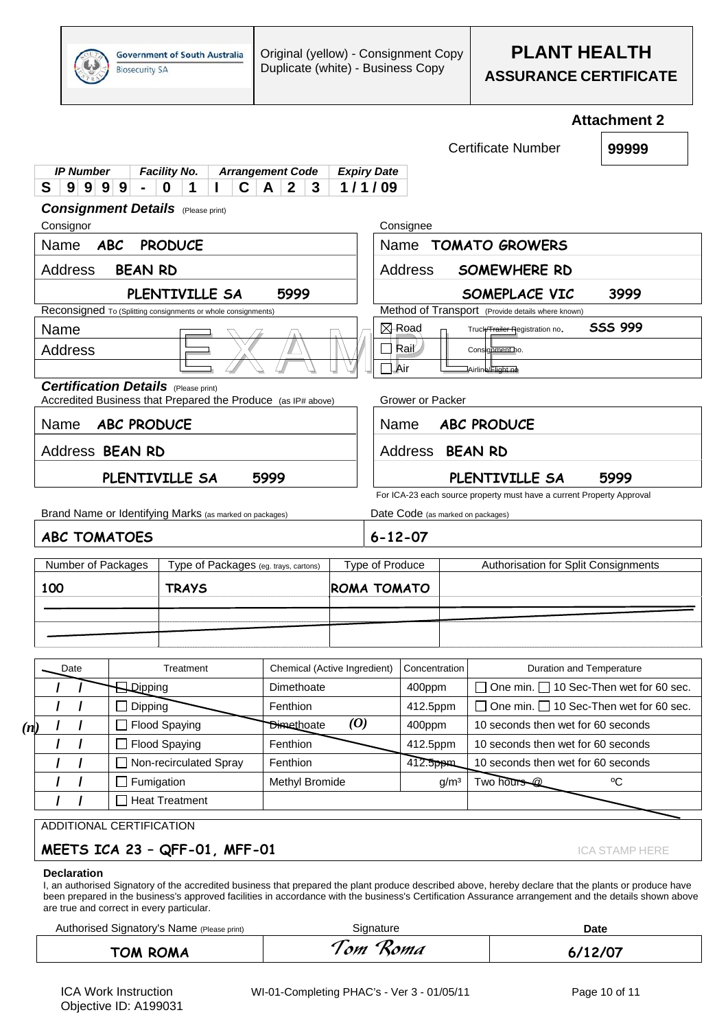Government of South Australia
Biosecurity SA

Original (yellow) - Consignment Copy
Duplicate (white) - Business Copy

# PLANT HEALTH ASSURANCE CERTIFICATE

**Attachment 2**

Certificate Number **99999**

| IP Number | Facility No. | Arrangement Code | Expiry Date |
|---|---|---|---|
| S 9 9 9 9 | - 0 1 | I C A 2 3 | 1 / 1 / 09 |

***Consignment Details*** (Please print)

| Consignor | Consignee |
|---|---|
| Name **ABC PRODUCE** | Name **TOMATO GROWERS** |
| Address **BEAN RD** | Address **SOMEWHERE RD** |
| **PLENTIVILLE SA 5999** | **SOMEPLACE VIC 3999** |

| Reconsigned To (Splitting consignments or whole consignments) | Method of Transport (Provide details where known) |
|---|---|
| Name | ☒ Road — Truck/Trailer Registration no. **SSS 999** |
| Address | ☐ Rail — Consignment no. |
| | ☐ Air — Airline/Flight no |

EXAMPLE

***Certification Details*** (Please print)

| Accredited Business that Prepared the Produce (as IP# above) | Grower or Packer |
|---|---|
| Name **ABC PRODUCE** | Name **ABC PRODUCE** |
| Address **BEAN RD** | Address **BEAN RD** |
| **PLENTIVILLE SA 5999** | **PLENTIVILLE SA 5999** |

For ICA-23 each source property must have a current Property Approval

| Brand Name or Identifying Marks (as marked on packages) | Date Code (as marked on packages) |
|---|---|
| **ABC TOMATOES** | **6-12-07** |

| Number of Packages | Type of Packages (eg. trays, cartons) | Type of Produce | Authorisation for Split Consignments |
|---|---|---|---|
| **100** | **TRAYS** | **ROMA TOMATO** | |
| | | | |
| | | | |

| Date | Treatment | Chemical (Active Ingredient) | Concentration | Duration and Temperature |
|---|---|---|---|---|
| / / | ☐ Dipping | Dimethoate | 400ppm | ☐ One min. ☐ 10 Sec-Then wet for 60 sec. |
| / / | ☐ Dipping | Fenthion | 412.5ppm | ☐ One min. ☐ 10 Sec-Then wet for 60 sec. |
| *(n)* / / | ☐ Flood Spaying | Dimethoate *(O)* | 400ppm | 10 seconds then wet for 60 seconds |
| / / | ☐ Flood Spaying | Fenthion | 412.5ppm | 10 seconds then wet for 60 seconds |
| / / | ☐ Non-recirculated Spray | Fenthion | 412.5ppm | 10 seconds then wet for 60 seconds |
| / / | ☐ Fumigation | Methyl Bromide | g/m³ | Two hours @ ºC |
| / / | ☐ Heat Treatment | | | |

ADDITIONAL CERTIFICATION

**MEETS ICA 23 – QFF-01, MFF-01** ICA STAMP HERE

**Declaration**

I, an authorised Signatory of the accredited business that prepared the plant produce described above, hereby declare that the plants or produce have been prepared in the business's approved facilities in accordance with the business's Certification Assurance arrangement and the details shown above are true and correct in every particular.

| Authorised Signatory's Name (Please print) | Signature | Date |
|---|---|---|
| **TOM ROMA** | *Tom Roma* | **6/12/07** |

ICA Work Instruction
Objective ID: A199031

WI-01-Completing PHAC's - Ver 3 - 01/05/11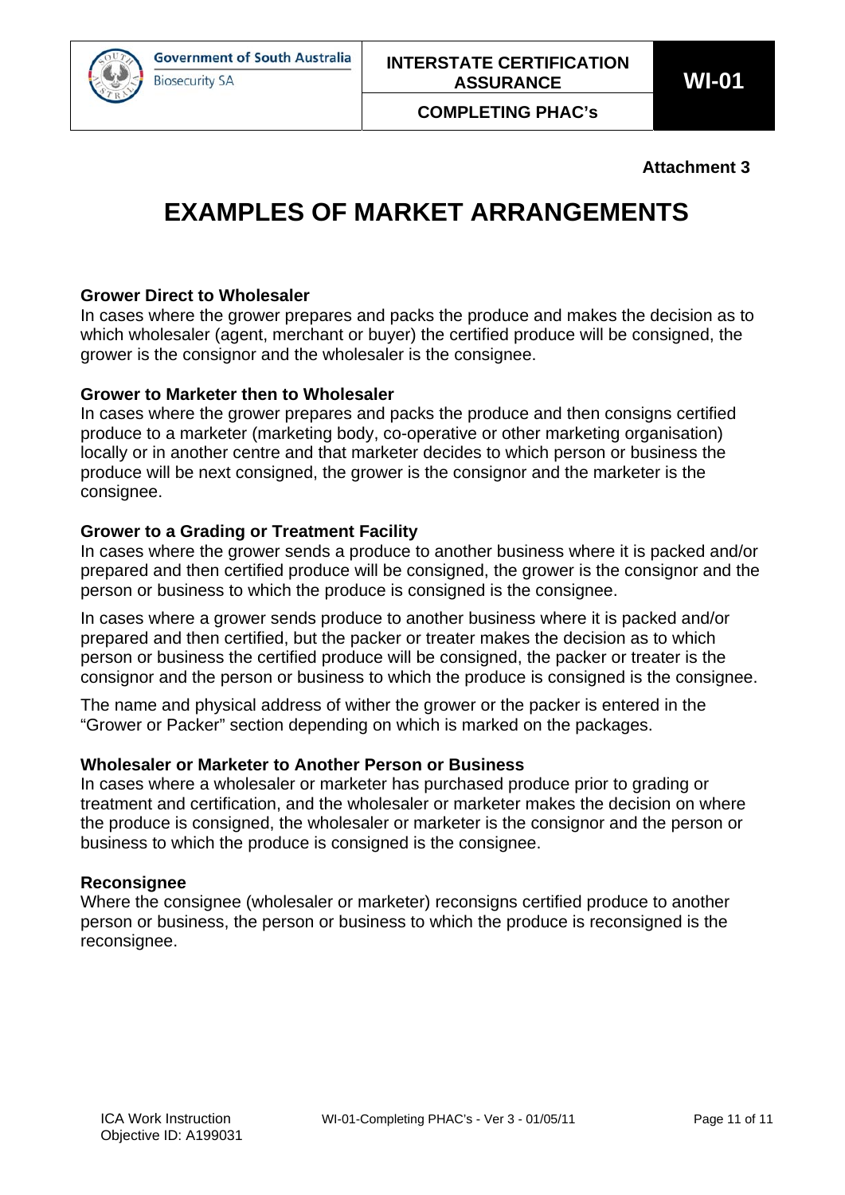Attachment 3

# EXAMPLES OF MARKET ARRANGEMENTS

**Grower Direct to Wholesaler**
In cases where the grower prepares and packs the produce and makes the decision as to which wholesaler (agent, merchant or buyer) the certified produce will be consigned, the grower is the consignor and the wholesaler is the consignee.

**Grower to Marketer then to Wholesaler**
In cases where the grower prepares and packs the produce and then consigns certified produce to a marketer (marketing body, co-operative or other marketing organisation) locally or in another centre and that marketer decides to which person or business the produce will be next consigned, the grower is the consignor and the marketer is the consignee.

**Grower to a Grading or Treatment Facility**
In cases where the grower sends a produce to another business where it is packed and/or prepared and then certified produce will be consigned, the grower is the consignor and the person or business to which the produce is consigned is the consignee.

In cases where a grower sends produce to another business where it is packed and/or prepared and then certified, but the packer or treater makes the decision as to which person or business the certified produce will be consigned, the packer or treater is the consignor and the person or business to which the produce is consigned is the consignee.

The name and physical address of wither the grower or the packer is entered in the "Grower or Packer" section depending on which is marked on the packages.

**Wholesaler or Marketer to Another Person or Business**
In cases where a wholesaler or marketer has purchased produce prior to grading or treatment and certification, and the wholesaler or marketer makes the decision on where the produce is consigned, the wholesaler or marketer is the consignor and the person or business to which the produce is consigned is the consignee.

**Reconsignee**
Where the consignee (wholesaler or marketer) reconsigns certified produce to another person or business, the person or business to which the produce is reconsigned is the reconsignee.